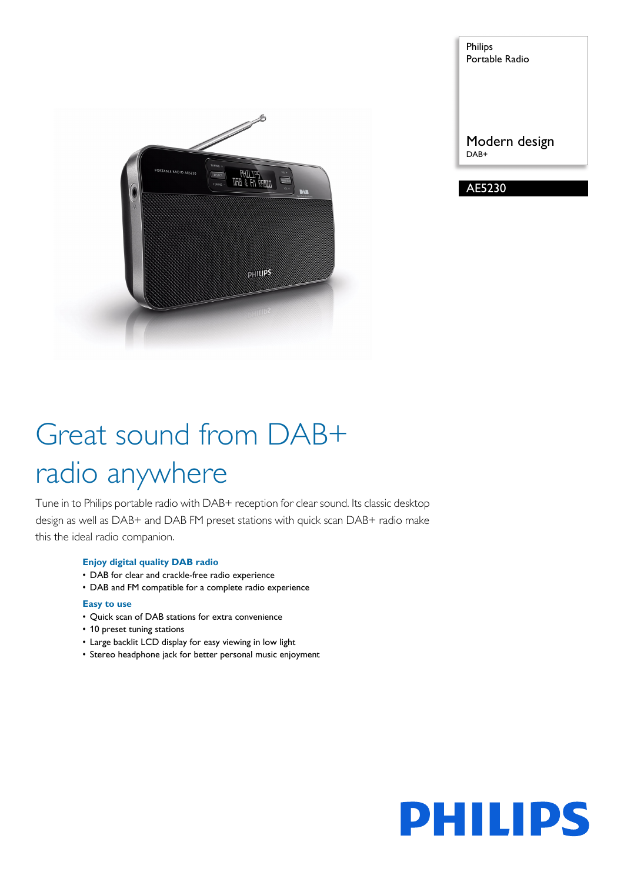Philips
Portable Radio

Modern design
DAB+

AE5230

# Great sound from DAB+ radio anywhere

Tune in to Philips portable radio with DAB+ reception for clear sound. Its classic desktop design as well as DAB+ and DAB FM preset stations with quick scan DAB+ radio make this the ideal radio companion.

### Enjoy digital quality DAB radio

- DAB for clear and crackle-free radio experience
- DAB and FM compatible for a complete radio experience

### Easy to use

- Quick scan of DAB stations for extra convenience
- 10 preset tuning stations
- Large backlit LCD display for easy viewing in low light
- Stereo headphone jack for better personal music enjoyment

PHILIPS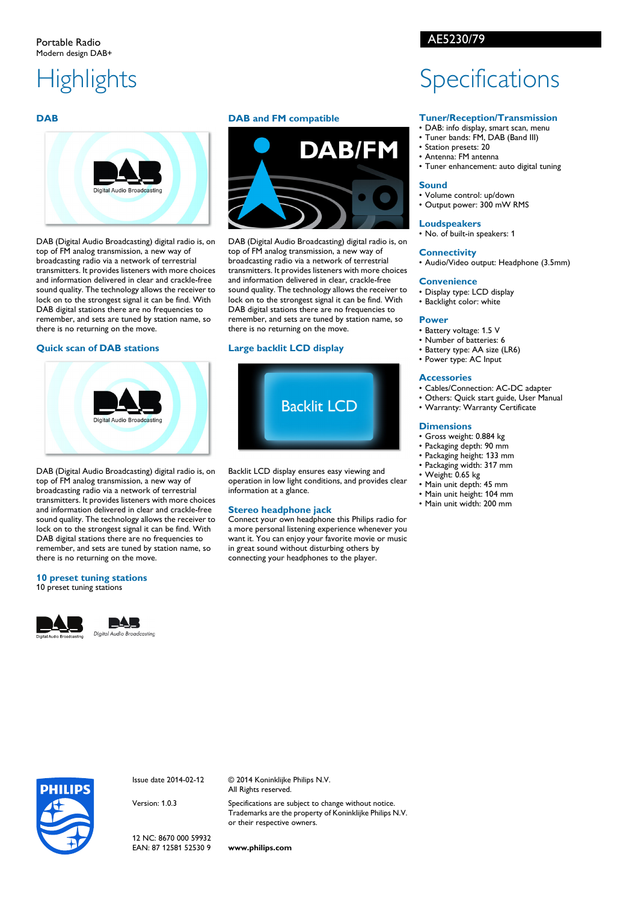Portable Radio

Modern design DAB+

AE5230/79

# Highlights

### DAB

DAB (Digital Audio Broadcasting) digital radio is, on top of FM analog transmission, a new way of broadcasting radio via a network of terrestrial transmitters. It provides listeners with more choices and information delivered in clear and crackle-free sound quality. The technology allows the receiver to lock on to the strongest signal it can be find. With DAB digital stations there are no frequencies to remember, and sets are tuned by station name, so there is no returning on the move.

### Quick scan of DAB stations

DAB (Digital Audio Broadcasting) digital radio is, on top of FM analog transmission, a new way of broadcasting radio via a network of terrestrial transmitters. It provides listeners with more choices and information delivered in clear and crackle-free sound quality. The technology allows the receiver to lock on to the strongest signal it can be find. With DAB digital stations there are no frequencies to remember, and sets are tuned by station name, so there is no returning on the move.

### 10 preset tuning stations

10 preset tuning stations

### DAB and FM compatible

DAB (Digital Audio Broadcasting) digital radio is, on top of FM analog transmission, a new way of broadcasting radio via a network of terrestrial transmitters. It provides listeners with more choices and information delivered in clear, crackle-free sound quality. The technology allows the receiver to lock on to the strongest signal it can be find. With DAB digital stations there are no frequencies to remember, and sets are tuned by station name, so there is no returning on the move.

### Large backlit LCD display

Backlit LCD display ensures easy viewing and operation in low light conditions, and provides clear information at a glance.

### Stereo headphone jack

Connect your own headphone this Philips radio for a more personal listening experience whenever you want it. You can enjoy your favorite movie or music in great sound without disturbing others by connecting your headphones to the player.

# Specifications

### Tuner/Reception/Transmission

- DAB: info display, smart scan, menu
- Tuner bands: FM, DAB (Band III)
- Station presets: 20
- Antenna: FM antenna
- Tuner enhancement: auto digital tuning

### Sound

- Volume control: up/down
- Output power: 300 mW RMS

### Loudspeakers

- No. of built-in speakers: 1

### Connectivity

- Audio/Video output: Headphone (3.5mm)

### Convenience

- Display type: LCD display
- Backlight color: white

### Power

- Battery voltage: 1.5 V
- Number of batteries: 6
- Battery type: AA size (LR6)
- Power type: AC Input

### Accessories

- Cables/Connection: AC-DC adapter
- Others: Quick start guide, User Manual
- Warranty: Warranty Certificate

### Dimensions

- Gross weight: 0.884 kg
- Packaging depth: 90 mm
- Packaging height: 133 mm
- Packaging width: 317 mm
- Weight: 0.65 kg
- Main unit depth: 45 mm
- Main unit height: 104 mm
- Main unit width: 200 mm

Issue date 2014-02-12

Version: 1.0.3

12 NC: 8670 000 59932

EAN: 87 12581 52530 9

© 2014 Koninklijke Philips N.V.
All Rights reserved.

Specifications are subject to change without notice. Trademarks are the property of Koninklijke Philips N.V. or their respective owners.

**www.philips.com**